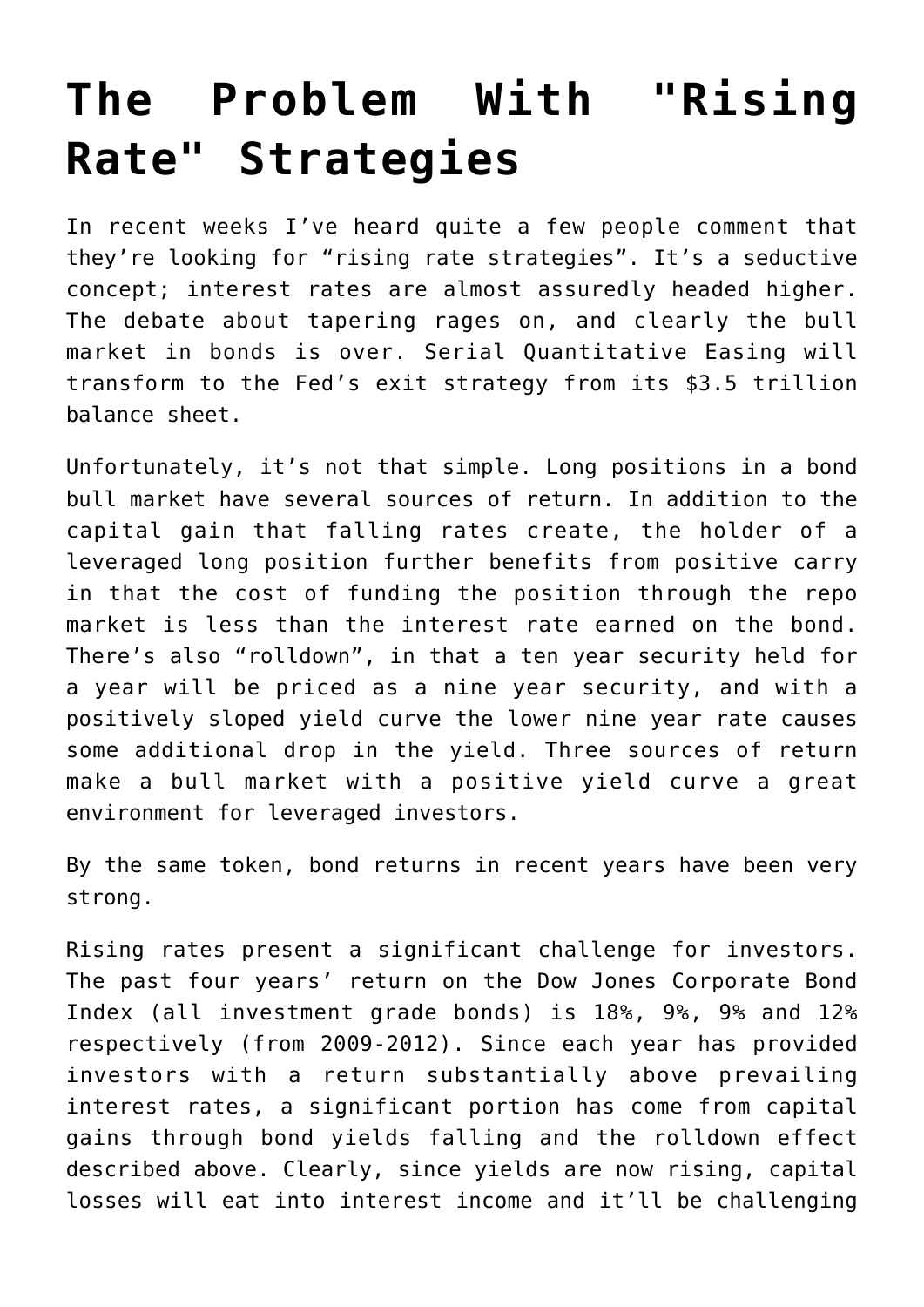# The Problem With "Rising Rate" Strategies

In recent weeks I've heard quite a few people comment that they're looking for "rising rate strategies". It's a seductive concept; interest rates are almost assuredly headed higher. The debate about tapering rages on, and clearly the bull market in bonds is over. Serial Quantitative Easing will transform to the Fed's exit strategy from its $3.5 trillion balance sheet.

Unfortunately, it's not that simple. Long positions in a bond bull market have several sources of return. In addition to the capital gain that falling rates create, the holder of a leveraged long position further benefits from positive carry in that the cost of funding the position through the repo market is less than the interest rate earned on the bond. There's also "rolldown", in that a ten year security held for a year will be priced as a nine year security, and with a positively sloped yield curve the lower nine year rate causes some additional drop in the yield. Three sources of return make a bull market with a positive yield curve a great environment for leveraged investors.

By the same token, bond returns in recent years have been very strong.

Rising rates present a significant challenge for investors. The past four years' return on the Dow Jones Corporate Bond Index (all investment grade bonds) is 18%, 9%, 9% and 12% respectively (from 2009-2012). Since each year has provided investors with a return substantially above prevailing interest rates, a significant portion has come from capital gains through bond yields falling and the rolldown effect described above. Clearly, since yields are now rising, capital losses will eat into interest income and it'll be challenging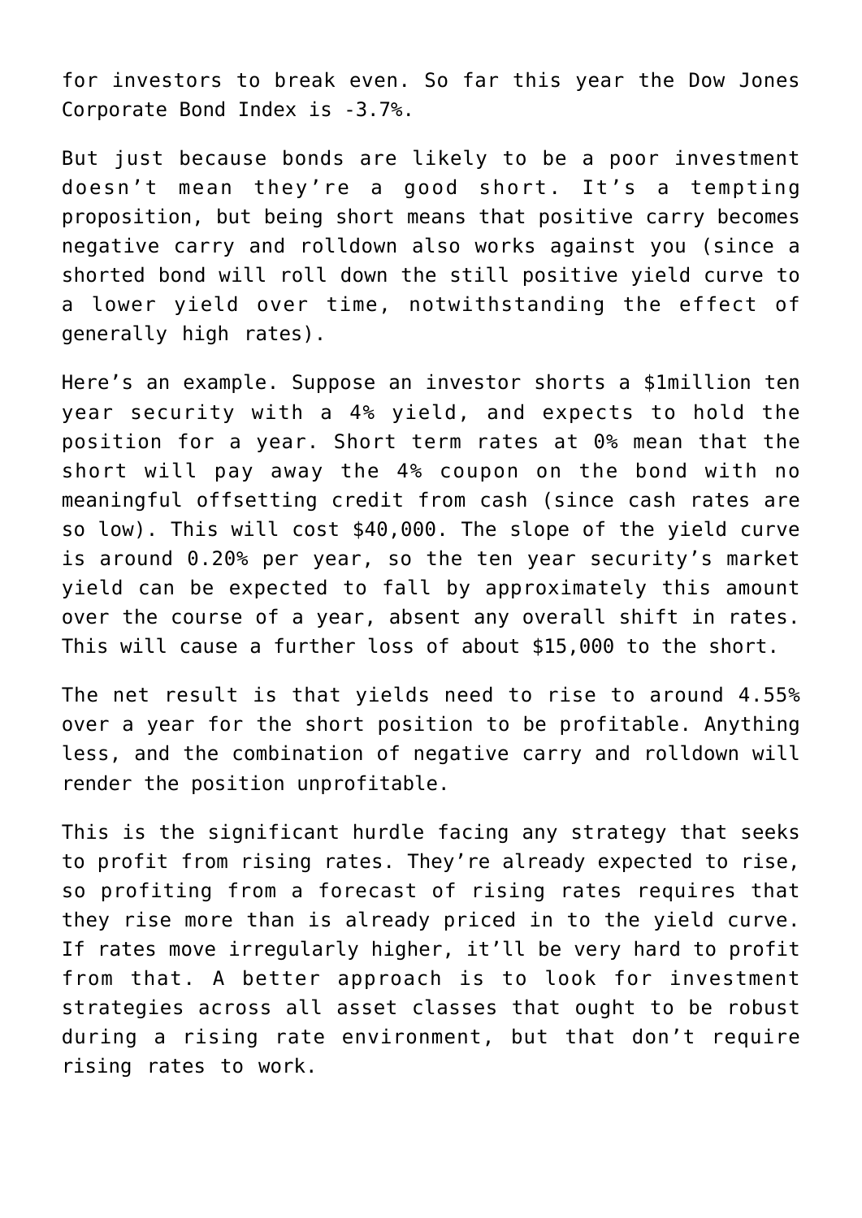for investors to break even. So far this year the Dow Jones Corporate Bond Index is -3.7%.

But just because bonds are likely to be a poor investment doesn't mean they're a good short. It's a tempting proposition, but being short means that positive carry becomes negative carry and rolldown also works against you (since a shorted bond will roll down the still positive yield curve to a lower yield over time, notwithstanding the effect of generally high rates).

Here's an example. Suppose an investor shorts a $1million ten year security with a 4% yield, and expects to hold the position for a year. Short term rates at 0% mean that the short will pay away the 4% coupon on the bond with no meaningful offsetting credit from cash (since cash rates are so low). This will cost $40,000. The slope of the yield curve is around 0.20% per year, so the ten year security's market yield can be expected to fall by approximately this amount over the course of a year, absent any overall shift in rates. This will cause a further loss of about $15,000 to the short.

The net result is that yields need to rise to around 4.55% over a year for the short position to be profitable. Anything less, and the combination of negative carry and rolldown will render the position unprofitable.

This is the significant hurdle facing any strategy that seeks to profit from rising rates. They're already expected to rise, so profiting from a forecast of rising rates requires that they rise more than is already priced in to the yield curve. If rates move irregularly higher, it'll be very hard to profit from that. A better approach is to look for investment strategies across all asset classes that ought to be robust during a rising rate environment, but that don't require rising rates to work.